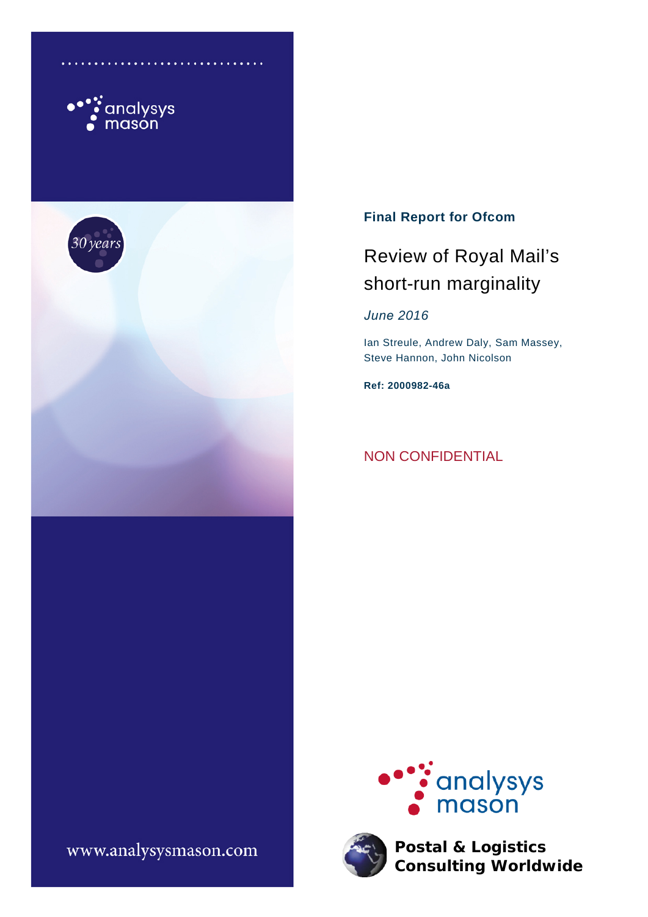**Final Report for Ofcom**

# Review of Royal Mail's short-run marginality

*June 2016*

Ian Streule, Andrew Daly, Sam Massey, Steve Hannon, John Nicolson

**Ref: 2000982-46a**

NON CONFIDENTIAL

**Postal & Logistics Consulting Worldwide**

www.analysysmason.com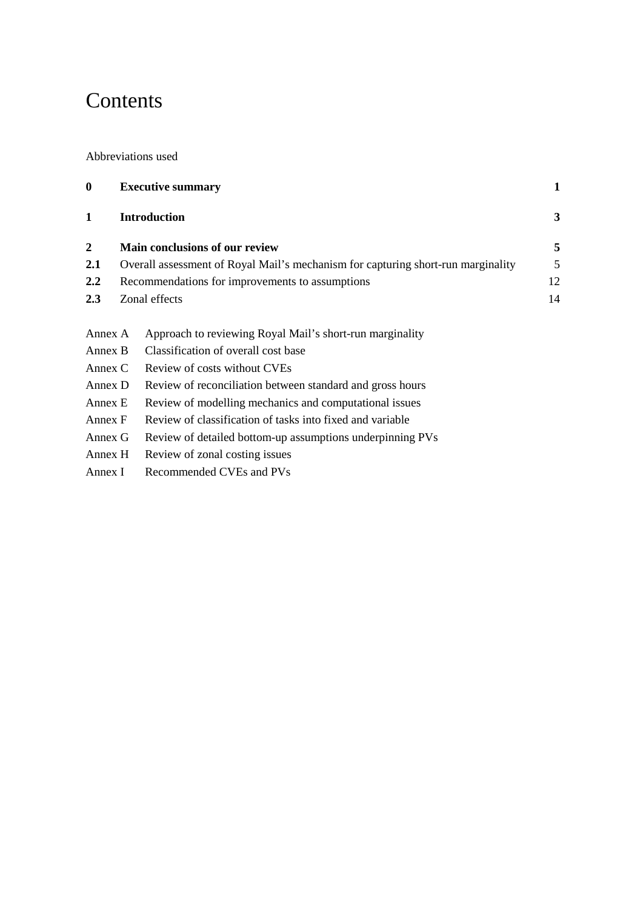# Contents

Abbreviations used

| | | |
|---|---|---|
| **0** | **Executive summary** | **1** |
| **1** | **Introduction** | **3** |
| **2** | **Main conclusions of our review** | **5** |
| **2.1** | Overall assessment of Royal Mail's mechanism for capturing short-run marginality | 5 |
| **2.2** | Recommendations for improvements to assumptions | 12 |
| **2.3** | Zonal effects | 14 |

Annex A Approach to reviewing Royal Mail's short-run marginality

Annex B Classification of overall cost base

Annex C Review of costs without CVEs

Annex D Review of reconciliation between standard and gross hours

Annex E Review of modelling mechanics and computational issues

Annex F Review of classification of tasks into fixed and variable

Annex G Review of detailed bottom-up assumptions underpinning PVs

Annex H Review of zonal costing issues

Annex I Recommended CVEs and PVs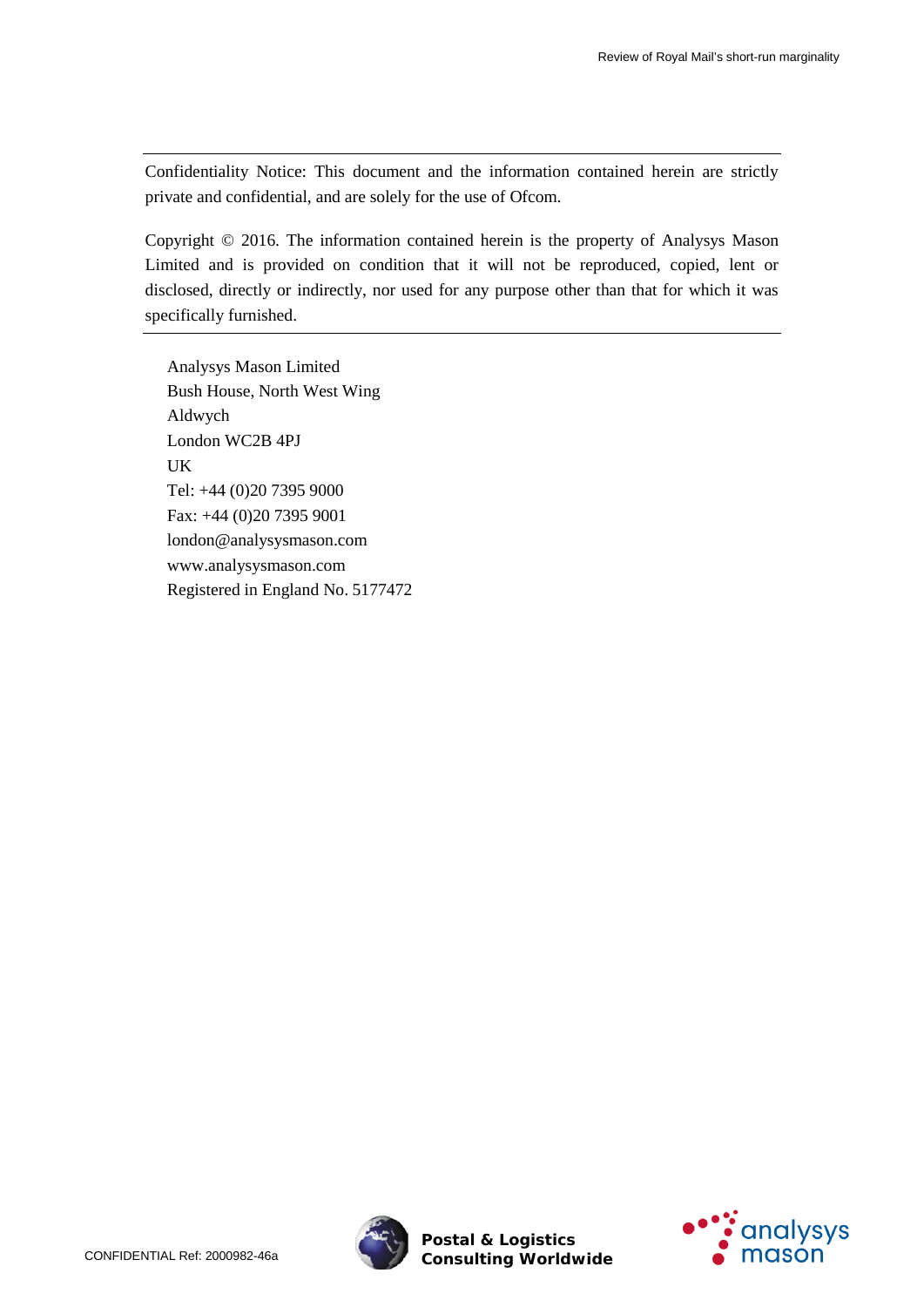Confidentiality Notice: This document and the information contained herein are strictly private and confidential, and are solely for the use of Ofcom.

Copyright © 2016. The information contained herein is the property of Analysys Mason Limited and is provided on condition that it will not be reproduced, copied, lent or disclosed, directly or indirectly, nor used for any purpose other than that for which it was specifically furnished.

Analysys Mason Limited
Bush House, North West Wing
Aldwych
London WC2B 4PJ
UK
Tel: +44 (0)20 7395 9000
Fax: +44 (0)20 7395 9001
london@analysysmason.com
www.analysysmason.com
Registered in England No. 5177472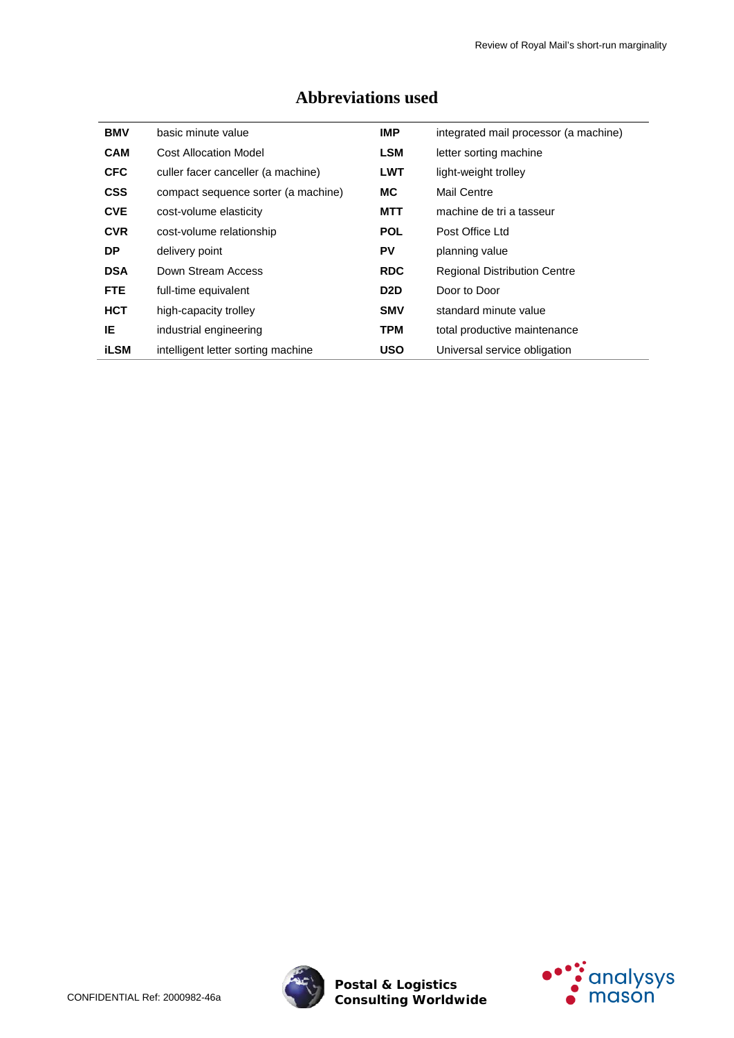# Abbreviations used

| | | | |
|---|---|---|---|
| **BMV** | basic minute value | **IMP** | integrated mail processor (a machine) |
| **CAM** | Cost Allocation Model | **LSM** | letter sorting machine |
| **CFC** | culler facer canceller (a machine) | **LWT** | light-weight trolley |
| **CSS** | compact sequence sorter (a machine) | **MC** | Mail Centre |
| **CVE** | cost-volume elasticity | **MTT** | machine de tri a tasseur |
| **CVR** | cost-volume relationship | **POL** | Post Office Ltd |
| **DP** | delivery point | **PV** | planning value |
| **DSA** | Down Stream Access | **RDC** | Regional Distribution Centre |
| **FTE** | full-time equivalent | **D2D** | Door to Door |
| **HCT** | high-capacity trolley | **SMV** | standard minute value |
| **IE** | industrial engineering | **TPM** | total productive maintenance |
| **iLSM** | intelligent letter sorting machine | **USO** | Universal service obligation |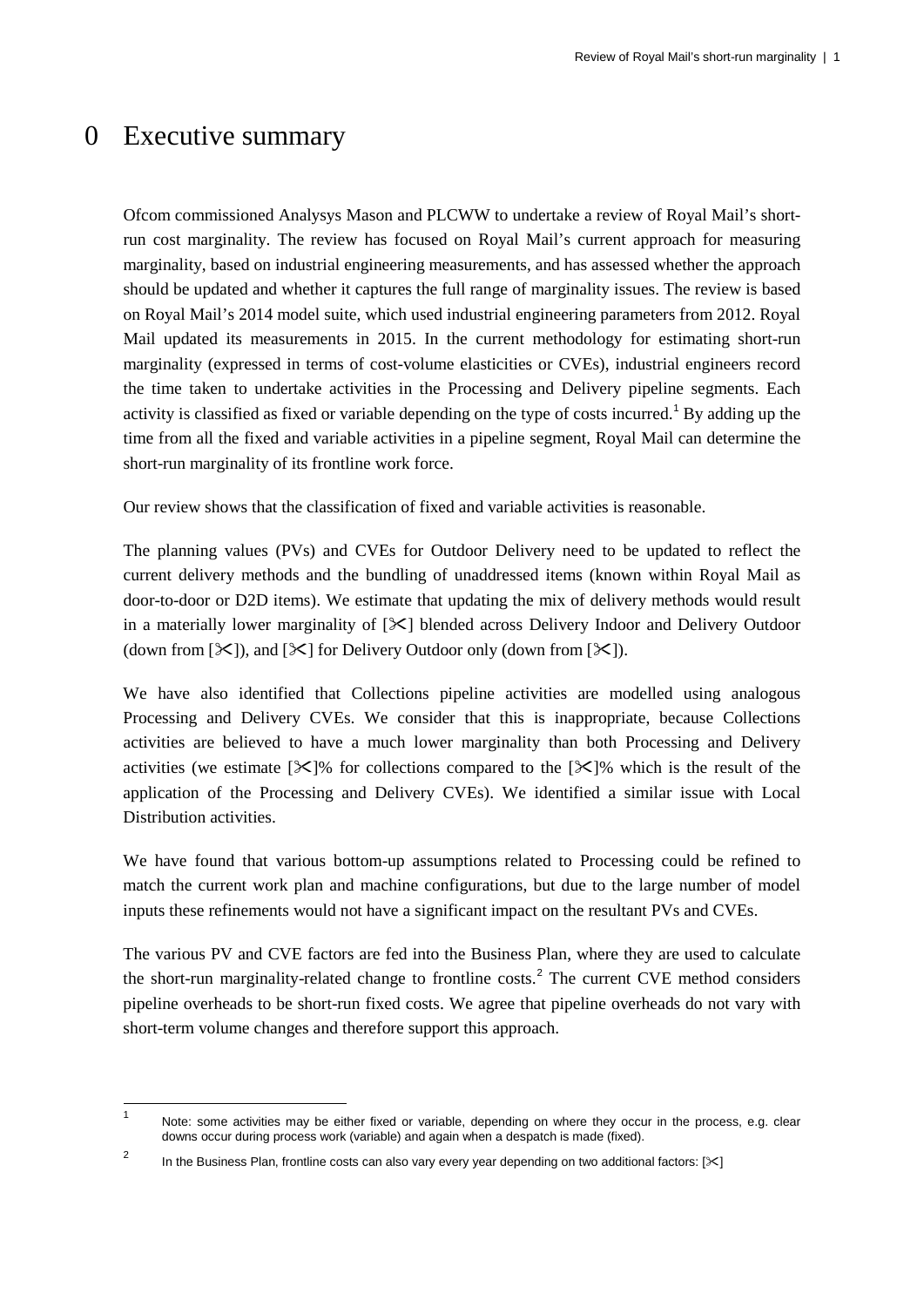# 0 Executive summary

Ofcom commissioned Analysys Mason and PLCWW to undertake a review of Royal Mail's short-run cost marginality. The review has focused on Royal Mail's current approach for measuring marginality, based on industrial engineering measurements, and has assessed whether the approach should be updated and whether it captures the full range of marginality issues. The review is based on Royal Mail's 2014 model suite, which used industrial engineering parameters from 2012. Royal Mail updated its measurements in 2015. In the current methodology for estimating short-run marginality (expressed in terms of cost-volume elasticities or CVEs), industrial engineers record the time taken to undertake activities in the Processing and Delivery pipeline segments. Each activity is classified as fixed or variable depending on the type of costs incurred.[1] By adding up the time from all the fixed and variable activities in a pipeline segment, Royal Mail can determine the short-run marginality of its frontline work force.

Our review shows that the classification of fixed and variable activities is reasonable.

The planning values (PVs) and CVEs for Outdoor Delivery need to be updated to reflect the current delivery methods and the bundling of unaddressed items (known within Royal Mail as door-to-door or D2D items). We estimate that updating the mix of delivery methods would result in a materially lower marginality of [✂] blended across Delivery Indoor and Delivery Outdoor (down from [✂]), and [✂] for Delivery Outdoor only (down from [✂]).

We have also identified that Collections pipeline activities are modelled using analogous Processing and Delivery CVEs. We consider that this is inappropriate, because Collections activities are believed to have a much lower marginality than both Processing and Delivery activities (we estimate [✂]% for collections compared to the [✂]% which is the result of the application of the Processing and Delivery CVEs). We identified a similar issue with Local Distribution activities.

We have found that various bottom-up assumptions related to Processing could be refined to match the current work plan and machine configurations, but due to the large number of model inputs these refinements would not have a significant impact on the resultant PVs and CVEs.

The various PV and CVE factors are fed into the Business Plan, where they are used to calculate the short-run marginality-related change to frontline costs.[2] The current CVE method considers pipeline overheads to be short-run fixed costs. We agree that pipeline overheads do not vary with short-term volume changes and therefore support this approach.

[1] Note: some activities may be either fixed or variable, depending on where they occur in the process, e.g. clear downs occur during process work (variable) and again when a despatch is made (fixed).

[2] In the Business Plan, frontline costs can also vary every year depending on two additional factors: [✂]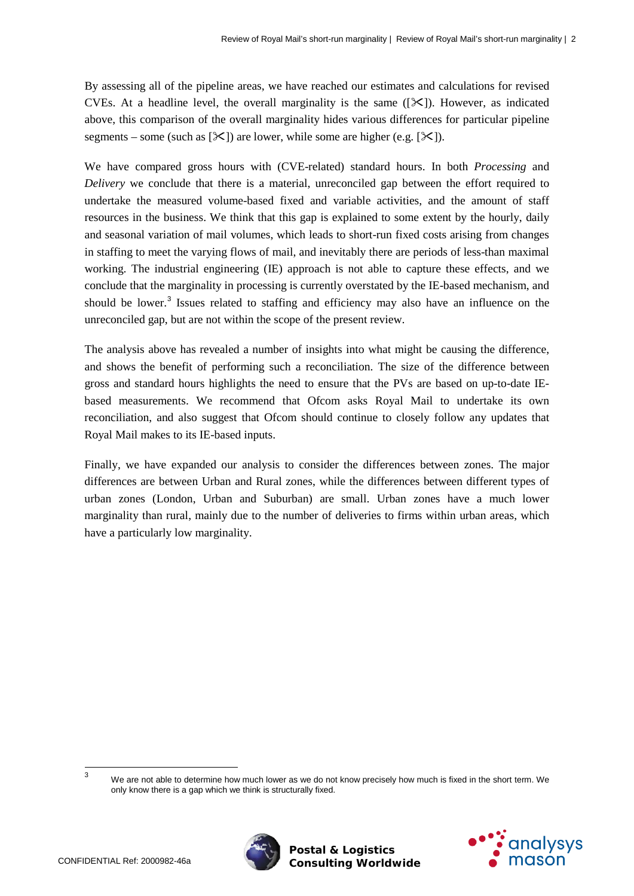By assessing all of the pipeline areas, we have reached our estimates and calculations for revised CVEs. At a headline level, the overall marginality is the same ([✂]). However, as indicated above, this comparison of the overall marginality hides various differences for particular pipeline segments – some (such as [✂]) are lower, while some are higher (e.g. [✂]).

We have compared gross hours with (CVE-related) standard hours. In both *Processing* and *Delivery* we conclude that there is a material, unreconciled gap between the effort required to undertake the measured volume-based fixed and variable activities, and the amount of staff resources in the business. We think that this gap is explained to some extent by the hourly, daily and seasonal variation of mail volumes, which leads to short-run fixed costs arising from changes in staffing to meet the varying flows of mail, and inevitably there are periods of less-than maximal working. The industrial engineering (IE) approach is not able to capture these effects, and we conclude that the marginality in processing is currently overstated by the IE-based mechanism, and should be lower.[3] Issues related to staffing and efficiency may also have an influence on the unreconciled gap, but are not within the scope of the present review.

The analysis above has revealed a number of insights into what might be causing the difference, and shows the benefit of performing such a reconciliation. The size of the difference between gross and standard hours highlights the need to ensure that the PVs are based on up-to-date IE-based measurements. We recommend that Ofcom asks Royal Mail to undertake its own reconciliation, and also suggest that Ofcom should continue to closely follow any updates that Royal Mail makes to its IE-based inputs.

Finally, we have expanded our analysis to consider the differences between zones. The major differences are between Urban and Rural zones, while the differences between different types of urban zones (London, Urban and Suburban) are small. Urban zones have a much lower marginality than rural, mainly due to the number of deliveries to firms within urban areas, which have a particularly low marginality.

[3] We are not able to determine how much lower as we do not know precisely how much is fixed in the short term. We only know there is a gap which we think is structurally fixed.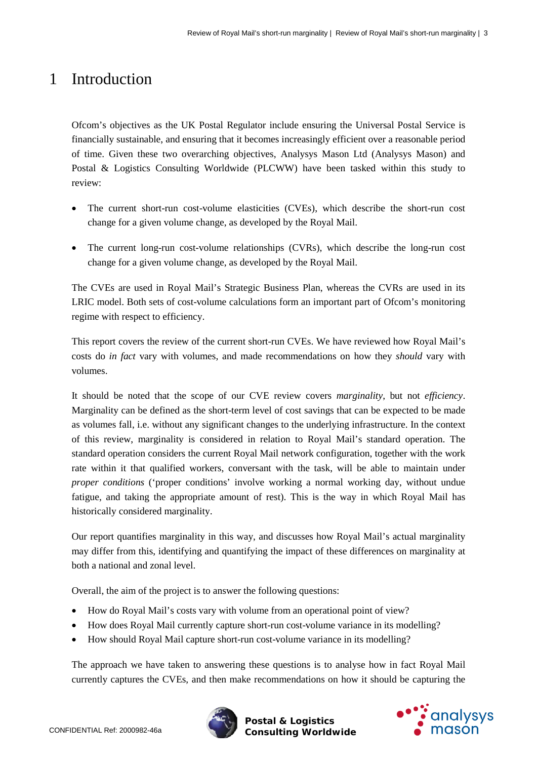# 1 Introduction

Ofcom's objectives as the UK Postal Regulator include ensuring the Universal Postal Service is financially sustainable, and ensuring that it becomes increasingly efficient over a reasonable period of time. Given these two overarching objectives, Analysys Mason Ltd (Analysys Mason) and Postal & Logistics Consulting Worldwide (PLCWW) have been tasked within this study to review:

- The current short-run cost-volume elasticities (CVEs), which describe the short-run cost change for a given volume change, as developed by the Royal Mail.
- The current long-run cost-volume relationships (CVRs), which describe the long-run cost change for a given volume change, as developed by the Royal Mail.

The CVEs are used in Royal Mail's Strategic Business Plan, whereas the CVRs are used in its LRIC model. Both sets of cost-volume calculations form an important part of Ofcom's monitoring regime with respect to efficiency.

This report covers the review of the current short-run CVEs. We have reviewed how Royal Mail's costs do *in fact* vary with volumes, and made recommendations on how they *should* vary with volumes.

It should be noted that the scope of our CVE review covers *marginality*, but not *efficiency*. Marginality can be defined as the short-term level of cost savings that can be expected to be made as volumes fall, i.e. without any significant changes to the underlying infrastructure. In the context of this review, marginality is considered in relation to Royal Mail's standard operation. The standard operation considers the current Royal Mail network configuration, together with the work rate within it that qualified workers, conversant with the task, will be able to maintain under *proper conditions* ('proper conditions' involve working a normal working day, without undue fatigue, and taking the appropriate amount of rest). This is the way in which Royal Mail has historically considered marginality.

Our report quantifies marginality in this way, and discusses how Royal Mail's actual marginality may differ from this, identifying and quantifying the impact of these differences on marginality at both a national and zonal level.

Overall, the aim of the project is to answer the following questions:

- How do Royal Mail's costs vary with volume from an operational point of view?
- How does Royal Mail currently capture short-run cost-volume variance in its modelling?
- How should Royal Mail capture short-run cost-volume variance in its modelling?

The approach we have taken to answering these questions is to analyse how in fact Royal Mail currently captures the CVEs, and then make recommendations on how it should be capturing the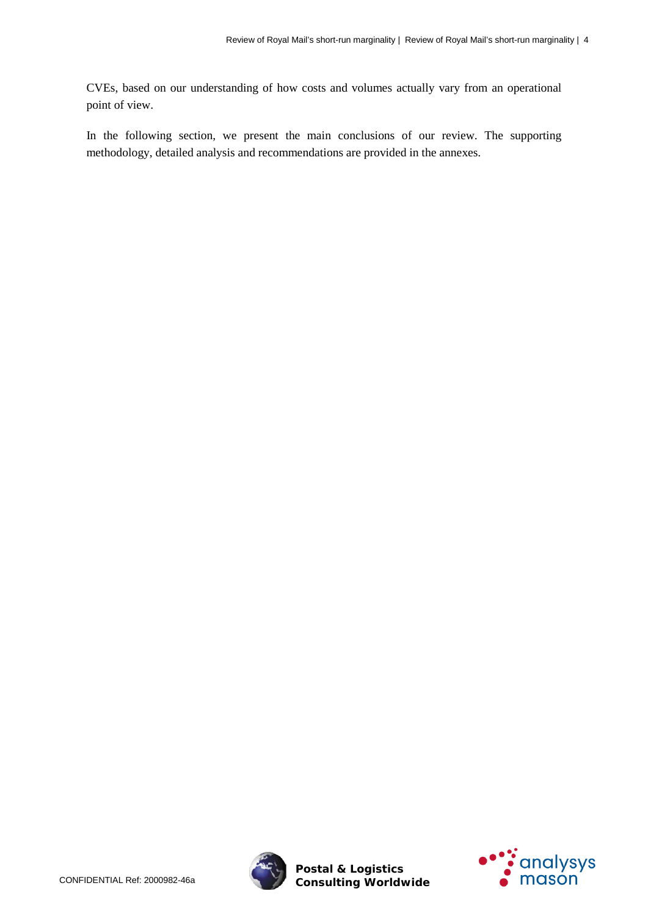CVEs, based on our understanding of how costs and volumes actually vary from an operational point of view.

In the following section, we present the main conclusions of our review. The supporting methodology, detailed analysis and recommendations are provided in the annexes.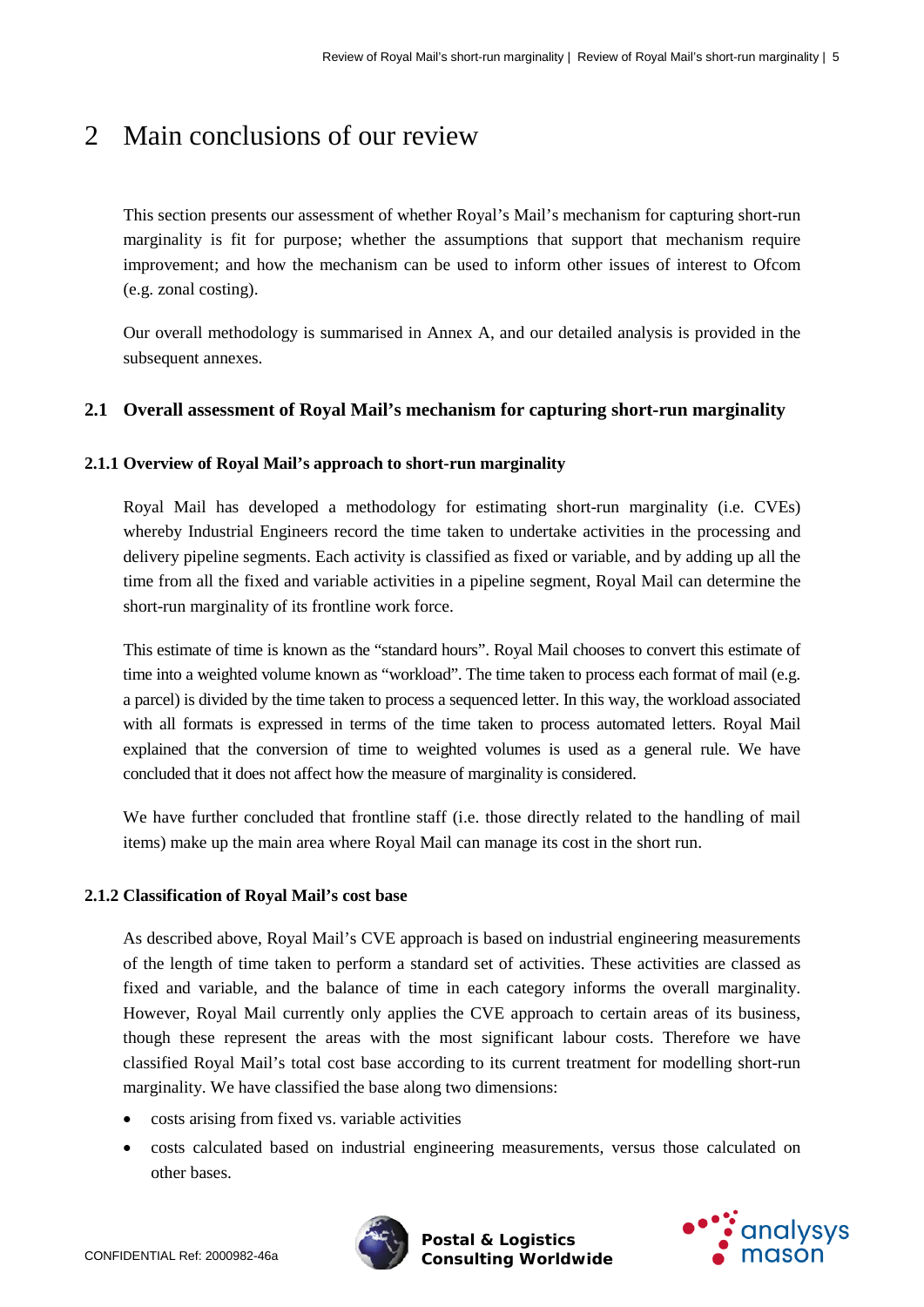# 2 Main conclusions of our review

This section presents our assessment of whether Royal's Mail's mechanism for capturing short-run marginality is fit for purpose; whether the assumptions that support that mechanism require improvement; and how the mechanism can be used to inform other issues of interest to Ofcom (e.g. zonal costing).

Our overall methodology is summarised in Annex A, and our detailed analysis is provided in the subsequent annexes.

## 2.1 Overall assessment of Royal Mail's mechanism for capturing short-run marginality

### 2.1.1 Overview of Royal Mail's approach to short-run marginality

Royal Mail has developed a methodology for estimating short-run marginality (i.e. CVEs) whereby Industrial Engineers record the time taken to undertake activities in the processing and delivery pipeline segments. Each activity is classified as fixed or variable, and by adding up all the time from all the fixed and variable activities in a pipeline segment, Royal Mail can determine the short-run marginality of its frontline work force.

This estimate of time is known as the "standard hours". Royal Mail chooses to convert this estimate of time into a weighted volume known as "workload". The time taken to process each format of mail (e.g. a parcel) is divided by the time taken to process a sequenced letter. In this way, the workload associated with all formats is expressed in terms of the time taken to process automated letters. Royal Mail explained that the conversion of time to weighted volumes is used as a general rule. We have concluded that it does not affect how the measure of marginality is considered.

We have further concluded that frontline staff (i.e. those directly related to the handling of mail items) make up the main area where Royal Mail can manage its cost in the short run.

### 2.1.2 Classification of Royal Mail's cost base

As described above, Royal Mail's CVE approach is based on industrial engineering measurements of the length of time taken to perform a standard set of activities. These activities are classed as fixed and variable, and the balance of time in each category informs the overall marginality. However, Royal Mail currently only applies the CVE approach to certain areas of its business, though these represent the areas with the most significant labour costs. Therefore we have classified Royal Mail's total cost base according to its current treatment for modelling short-run marginality. We have classified the base along two dimensions:

- costs arising from fixed vs. variable activities
- costs calculated based on industrial engineering measurements, versus those calculated on other bases.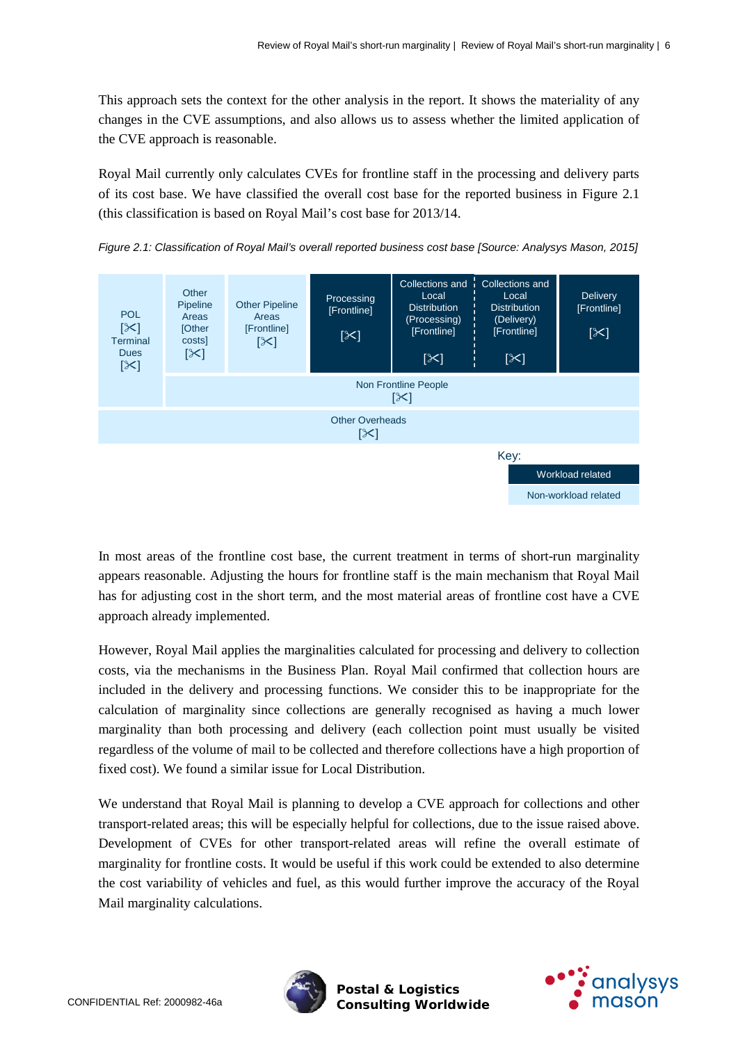This approach sets the context for the other analysis in the report. It shows the materiality of any changes in the CVE assumptions, and also allows us to assess whether the limited application of the CVE approach is reasonable.

Royal Mail currently only calculates CVEs for frontline staff in the processing and delivery parts of its cost base. We have classified the overall cost base for the reported business in Figure 2.1 (this classification is based on Royal Mail's cost base for 2013/14.

*Figure 2.1: Classification of Royal Mail's overall reported business cost base [Source: Analysys Mason, 2015]*

| POL [✂] Terminal Dues [✂] | Other Pipeline Areas [Other costs] [✂] | Other Pipeline Areas [Frontline] [✂] | Processing [Frontline] [✂] | Collections and Local Distribution (Processing) [Frontline] [✂] | Collections and Local Distribution (Delivery) [Frontline] [✂] | Delivery [Frontline] [✂] |
|---|---|---|---|---|---|---|
| | Non Frontline People [✂] | | | | | |
| Other Overheads [✂] | | | | | | |

Key:

- Workload related (dark): Processing, Collections and Local Distribution (Processing), Collections and Local Distribution (Delivery), Delivery
- Non-workload related (light): all other areas

In most areas of the frontline cost base, the current treatment in terms of short-run marginality appears reasonable. Adjusting the hours for frontline staff is the main mechanism that Royal Mail has for adjusting cost in the short term, and the most material areas of frontline cost have a CVE approach already implemented.

However, Royal Mail applies the marginalities calculated for processing and delivery to collection costs, via the mechanisms in the Business Plan. Royal Mail confirmed that collection hours are included in the delivery and processing functions. We consider this to be inappropriate for the calculation of marginality since collections are generally recognised as having a much lower marginality than both processing and delivery (each collection point must usually be visited regardless of the volume of mail to be collected and therefore collections have a high proportion of fixed cost). We found a similar issue for Local Distribution.

We understand that Royal Mail is planning to develop a CVE approach for collections and other transport-related areas; this will be especially helpful for collections, due to the issue raised above. Development of CVEs for other transport-related areas will refine the overall estimate of marginality for frontline costs. It would be useful if this work could be extended to also determine the cost variability of vehicles and fuel, as this would further improve the accuracy of the Royal Mail marginality calculations.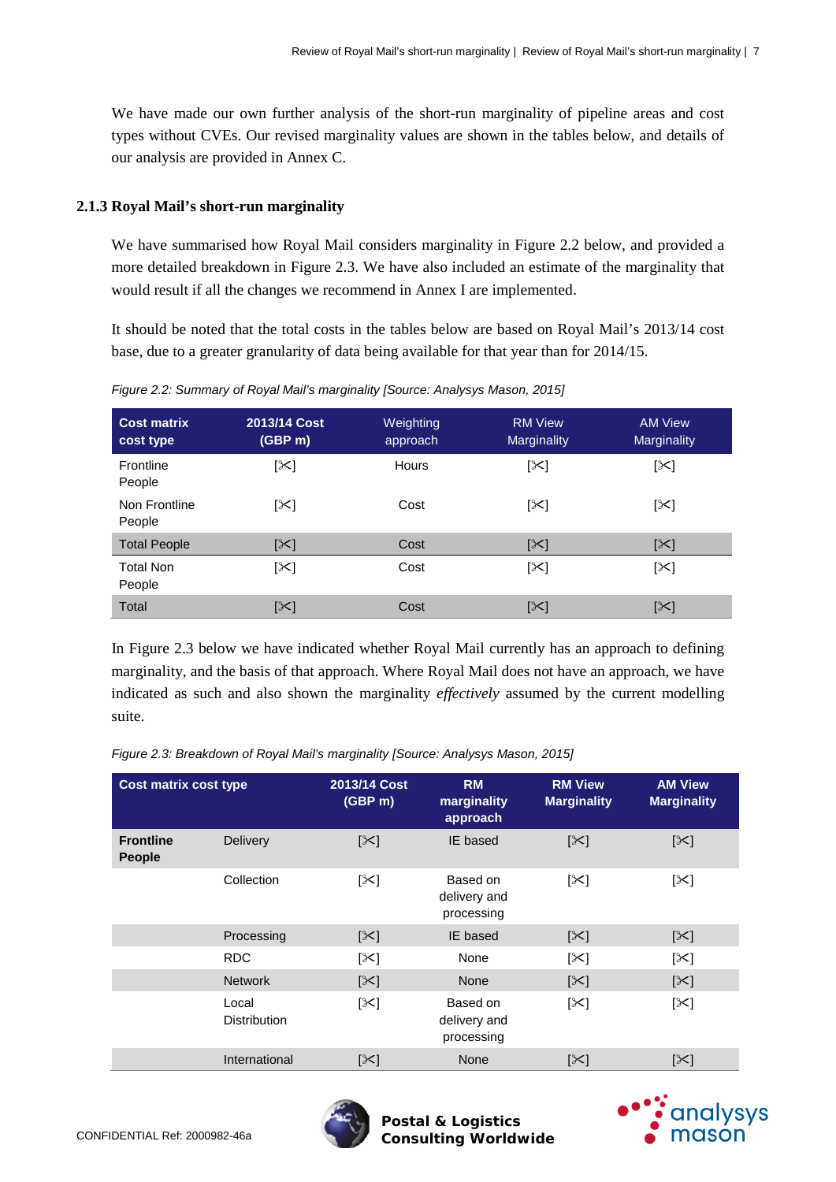We have made our own further analysis of the short-run marginality of pipeline areas and cost types without CVEs. Our revised marginality values are shown in the tables below, and details of our analysis are provided in Annex C.

### 2.1.3 Royal Mail's short-run marginality

We have summarised how Royal Mail considers marginality in Figure 2.2 below, and provided a more detailed breakdown in Figure 2.3. We have also included an estimate of the marginality that would result if all the changes we recommend in Annex I are implemented.

It should be noted that the total costs in the tables below are based on Royal Mail's 2013/14 cost base, due to a greater granularity of data being available for that year than for 2014/15.

*Figure 2.2: Summary of Royal Mail's marginality [Source: Analysys Mason, 2015]*

| Cost matrix cost type | 2013/14 Cost (GBP m) | Weighting approach | RM View Marginality | AM View Marginality |
|---|---|---|---|---|
| Frontline People | [✂] | Hours | [✂] | [✂] |
| Non Frontline People | [✂] | Cost | [✂] | [✂] |
| Total People | [✂] | Cost | [✂] | [✂] |
| Total Non People | [✂] | Cost | [✂] | [✂] |
| Total | [✂] | Cost | [✂] | [✂] |

In Figure 2.3 below we have indicated whether Royal Mail currently has an approach to defining marginality, and the basis of that approach. Where Royal Mail does not have an approach, we have indicated as such and also shown the marginality *effectively* assumed by the current modelling suite.

*Figure 2.3: Breakdown of Royal Mail's marginality [Source: Analysys Mason, 2015]*

| Cost matrix cost type | | 2013/14 Cost (GBP m) | RM marginality approach | RM View Marginality | AM View Marginality |
|---|---|---|---|---|---|
| **Frontline People** | Delivery | [✂] | IE based | [✂] | [✂] |
| | Collection | [✂] | Based on delivery and processing | [✂] | [✂] |
| | Processing | [✂] | IE based | [✂] | [✂] |
| | RDC | [✂] | None | [✂] | [✂] |
| | Network | [✂] | None | [✂] | [✂] |
| | Local Distribution | [✂] | Based on delivery and processing | [✂] | [✂] |
| | International | [✂] | None | [✂] | [✂] |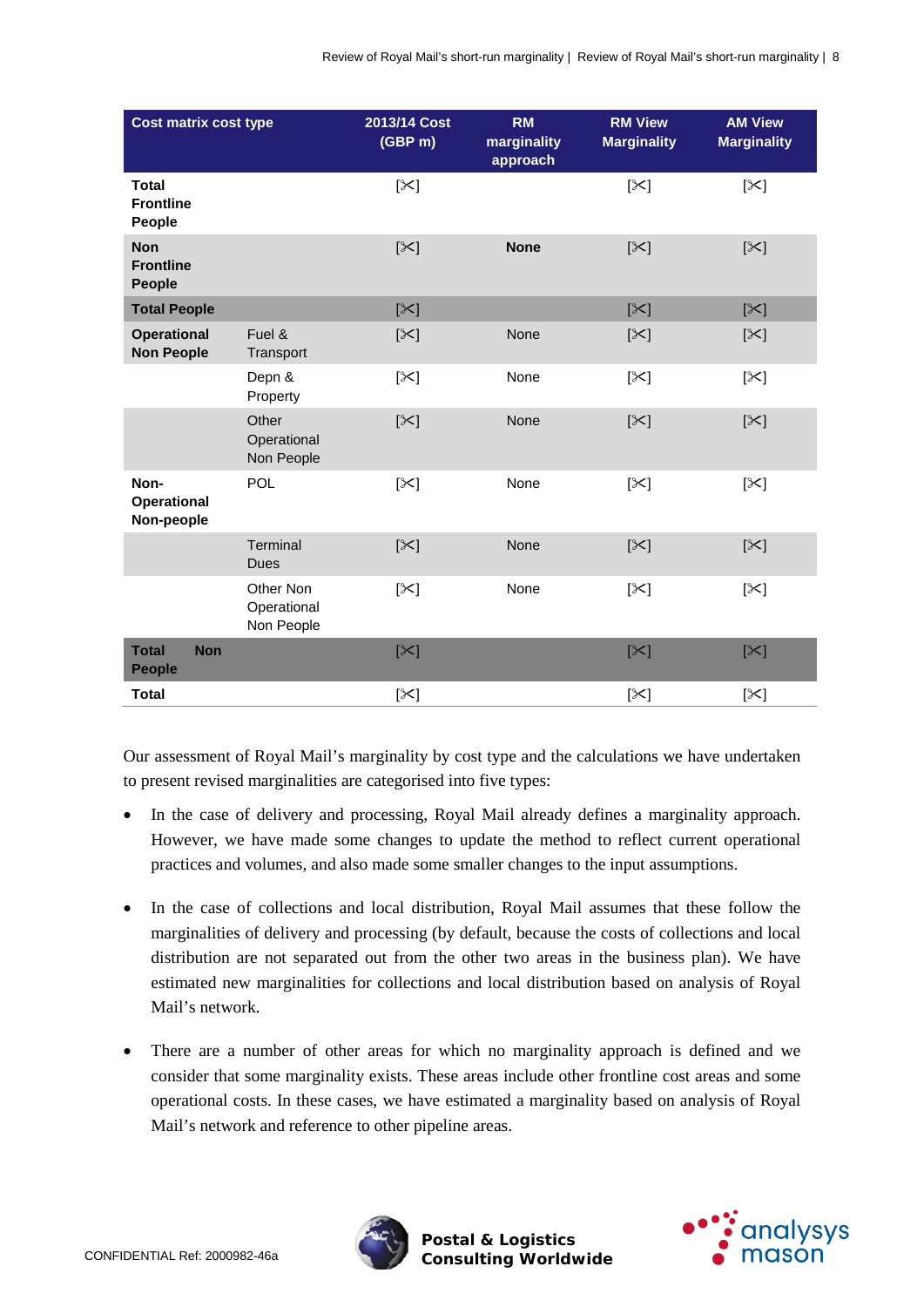| Cost matrix cost type | | 2013/14 Cost (GBP m) | RM marginality approach | RM View Marginality | AM View Marginality |
|---|---|---|---|---|---|
| **Total Frontline People** | | [✂] | | [✂] | [✂] |
| **Non Frontline People** | | [✂] | **None** | [✂] | [✂] |
| **Total People** | | [✂] | | [✂] | [✂] |
| **Operational Non People** | Fuel & Transport | [✂] | None | [✂] | [✂] |
| | Depn & Property | [✂] | None | [✂] | [✂] |
| | Other Operational Non People | [✂] | None | [✂] | [✂] |
| **Non-Operational Non-people** | POL | [✂] | None | [✂] | [✂] |
| | Terminal Dues | [✂] | None | [✂] | [✂] |
| | Other Non Operational Non People | [✂] | None | [✂] | [✂] |
| **Total Non People** | | [✂] | | [✂] | [✂] |
| **Total** | | [✂] | | [✂] | [✂] |

Our assessment of Royal Mail's marginality by cost type and the calculations we have undertaken to present revised marginalities are categorised into five types:

- In the case of delivery and processing, Royal Mail already defines a marginality approach. However, we have made some changes to update the method to reflect current operational practices and volumes, and also made some smaller changes to the input assumptions.
- In the case of collections and local distribution, Royal Mail assumes that these follow the marginalities of delivery and processing (by default, because the costs of collections and local distribution are not separated out from the other two areas in the business plan). We have estimated new marginalities for collections and local distribution based on analysis of Royal Mail's network.
- There are a number of other areas for which no marginality approach is defined and we consider that some marginality exists. These areas include other frontline cost areas and some operational costs. In these cases, we have estimated a marginality based on analysis of Royal Mail's network and reference to other pipeline areas.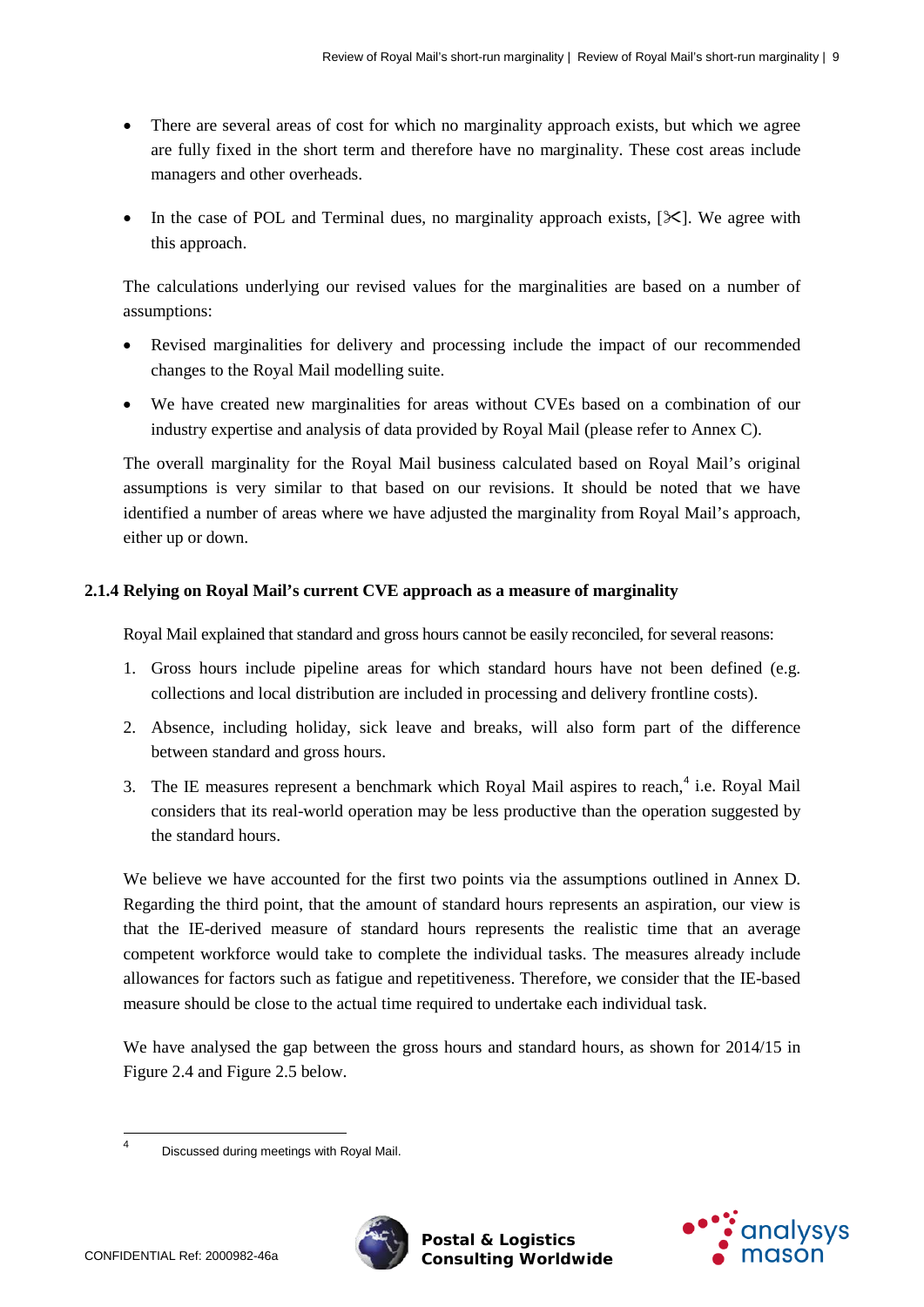- There are several areas of cost for which no marginality approach exists, but which we agree are fully fixed in the short term and therefore have no marginality. These cost areas include managers and other overheads.
- In the case of POL and Terminal dues, no marginality approach exists, [✂]. We agree with this approach.

The calculations underlying our revised values for the marginalities are based on a number of assumptions:

- Revised marginalities for delivery and processing include the impact of our recommended changes to the Royal Mail modelling suite.
- We have created new marginalities for areas without CVEs based on a combination of our industry expertise and analysis of data provided by Royal Mail (please refer to Annex C).

The overall marginality for the Royal Mail business calculated based on Royal Mail's original assumptions is very similar to that based on our revisions. It should be noted that we have identified a number of areas where we have adjusted the marginality from Royal Mail's approach, either up or down.

### 2.1.4 Relying on Royal Mail's current CVE approach as a measure of marginality

Royal Mail explained that standard and gross hours cannot be easily reconciled, for several reasons:

1. Gross hours include pipeline areas for which standard hours have not been defined (e.g. collections and local distribution are included in processing and delivery frontline costs).
2. Absence, including holiday, sick leave and breaks, will also form part of the difference between standard and gross hours.
3. The IE measures represent a benchmark which Royal Mail aspires to reach,[4] i.e. Royal Mail considers that its real-world operation may be less productive than the operation suggested by the standard hours.

We believe we have accounted for the first two points via the assumptions outlined in Annex D. Regarding the third point, that the amount of standard hours represents an aspiration, our view is that the IE-derived measure of standard hours represents the realistic time that an average competent workforce would take to complete the individual tasks. The measures already include allowances for factors such as fatigue and repetitiveness. Therefore, we consider that the IE-based measure should be close to the actual time required to undertake each individual task.

We have analysed the gap between the gross hours and standard hours, as shown for 2014/15 in Figure 2.4 and Figure 2.5 below.

[4] Discussed during meetings with Royal Mail.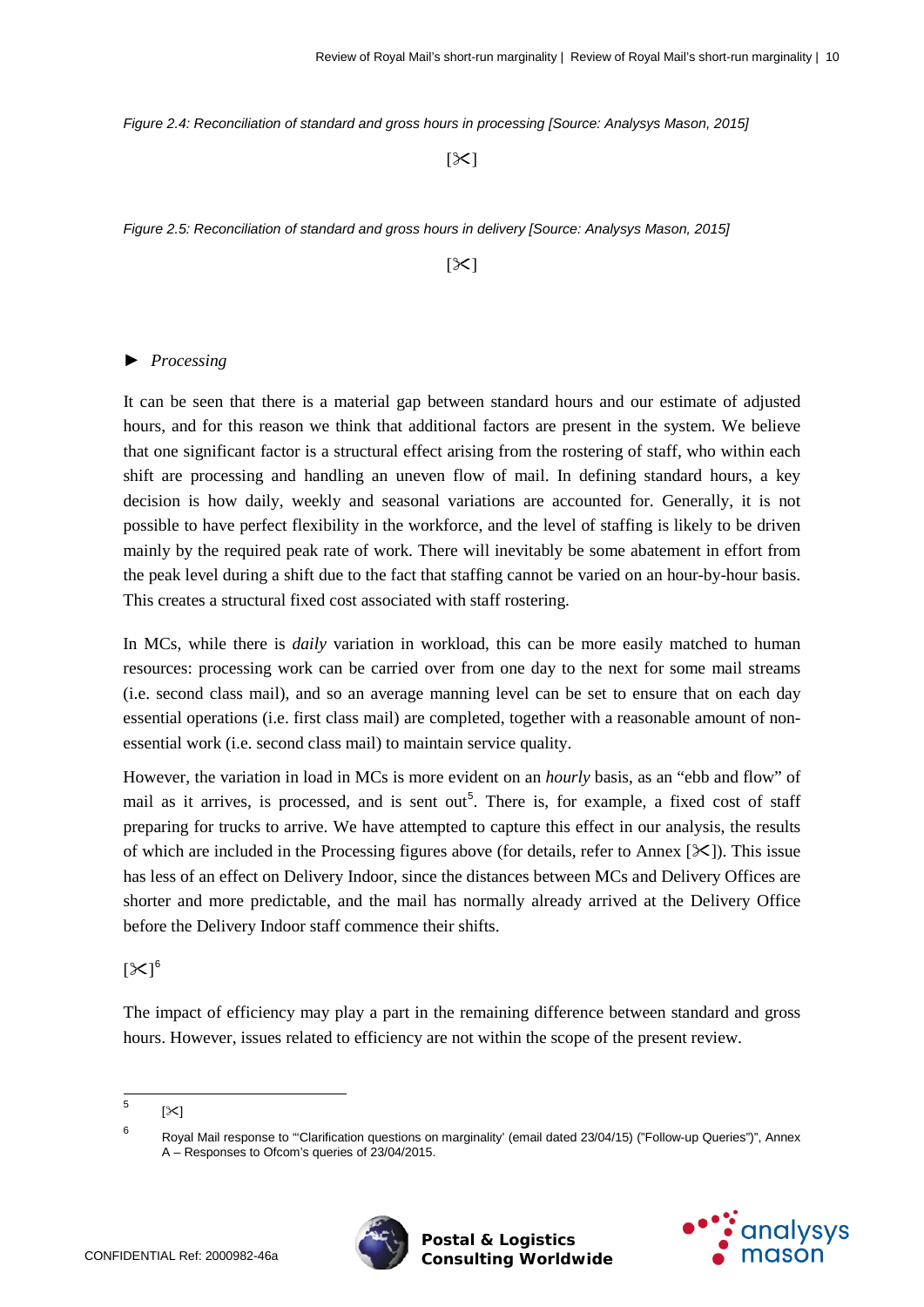*Figure 2.4: Reconciliation of standard and gross hours in processing [Source: Analysys Mason, 2015]*

[✂]

*Figure 2.5: Reconciliation of standard and gross hours in delivery [Source: Analysys Mason, 2015]*

[✂]

► *Processing*

It can be seen that there is a material gap between standard hours and our estimate of adjusted hours, and for this reason we think that additional factors are present in the system. We believe that one significant factor is a structural effect arising from the rostering of staff, who within each shift are processing and handling an uneven flow of mail. In defining standard hours, a key decision is how daily, weekly and seasonal variations are accounted for. Generally, it is not possible to have perfect flexibility in the workforce, and the level of staffing is likely to be driven mainly by the required peak rate of work. There will inevitably be some abatement in effort from the peak level during a shift due to the fact that staffing cannot be varied on an hour-by-hour basis. This creates a structural fixed cost associated with staff rostering.

In MCs, while there is *daily* variation in workload, this can be more easily matched to human resources: processing work can be carried over from one day to the next for some mail streams (i.e. second class mail), and so an average manning level can be set to ensure that on each day essential operations (i.e. first class mail) are completed, together with a reasonable amount of non-essential work (i.e. second class mail) to maintain service quality.

However, the variation in load in MCs is more evident on an *hourly* basis, as an "ebb and flow" of mail as it arrives, is processed, and is sent out[5]. There is, for example, a fixed cost of staff preparing for trucks to arrive. We have attempted to capture this effect in our analysis, the results of which are included in the Processing figures above (for details, refer to Annex [✂]). This issue has less of an effect on Delivery Indoor, since the distances between MCs and Delivery Offices are shorter and more predictable, and the mail has normally already arrived at the Delivery Office before the Delivery Indoor staff commence their shifts.

[✂][6]

The impact of efficiency may play a part in the remaining difference between standard and gross hours. However, issues related to efficiency are not within the scope of the present review.

---

[5] [✂]

[6] Royal Mail response to "'Clarification questions on marginality' (email dated 23/04/15) ("Follow-up Queries")", Annex A – Responses to Ofcom's queries of 23/04/2015.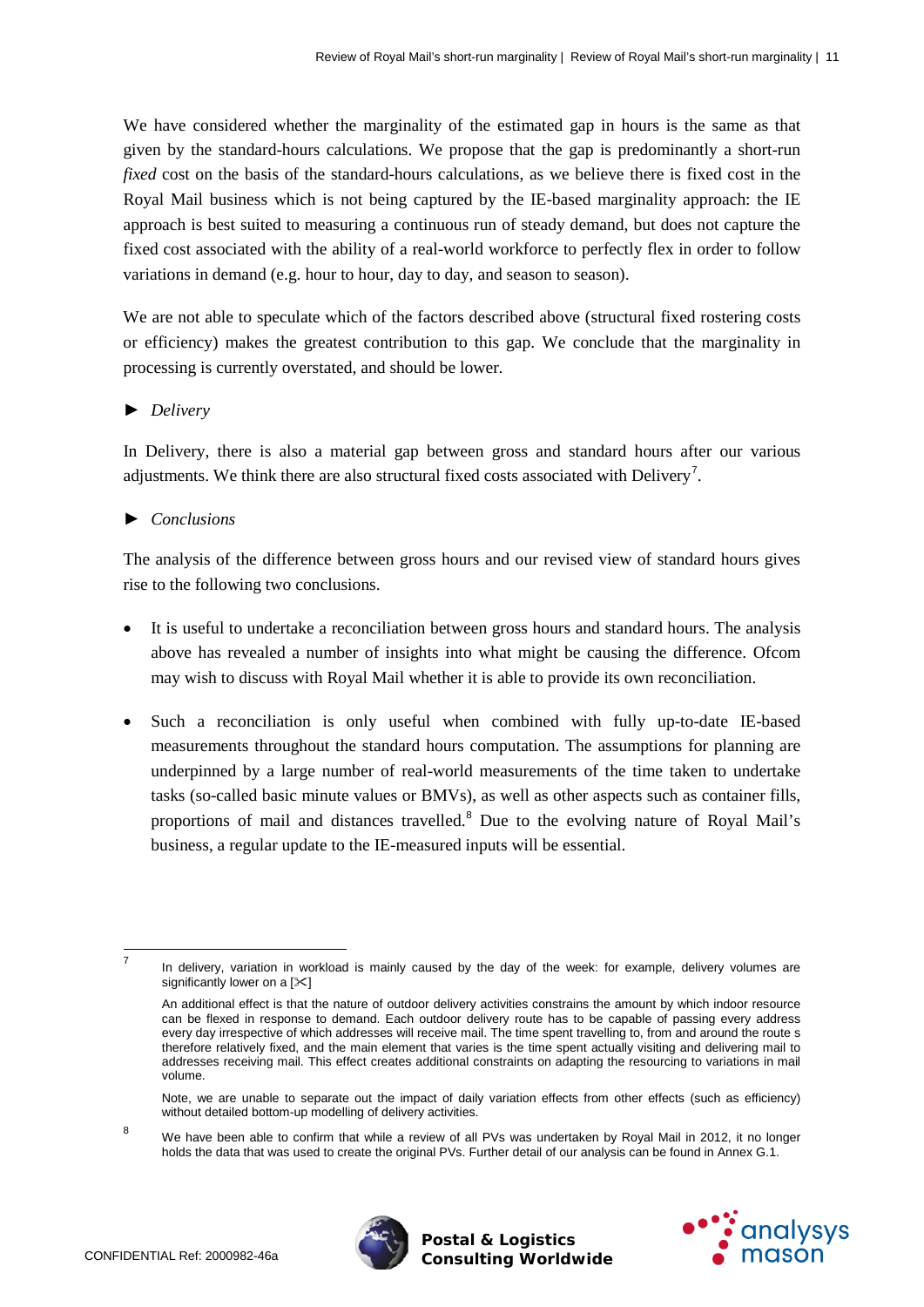We have considered whether the marginality of the estimated gap in hours is the same as that given by the standard-hours calculations. We propose that the gap is predominantly a short-run *fixed* cost on the basis of the standard-hours calculations, as we believe there is fixed cost in the Royal Mail business which is not being captured by the IE-based marginality approach: the IE approach is best suited to measuring a continuous run of steady demand, but does not capture the fixed cost associated with the ability of a real-world workforce to perfectly flex in order to follow variations in demand (e.g. hour to hour, day to day, and season to season).

We are not able to speculate which of the factors described above (structural fixed rostering costs or efficiency) makes the greatest contribution to this gap. We conclude that the marginality in processing is currently overstated, and should be lower.

► *Delivery*

In Delivery, there is also a material gap between gross and standard hours after our various adjustments. We think there are also structural fixed costs associated with Delivery[7].

► *Conclusions*

The analysis of the difference between gross hours and our revised view of standard hours gives rise to the following two conclusions.

- It is useful to undertake a reconciliation between gross hours and standard hours. The analysis above has revealed a number of insights into what might be causing the difference. Ofcom may wish to discuss with Royal Mail whether it is able to provide its own reconciliation.
- Such a reconciliation is only useful when combined with fully up-to-date IE-based measurements throughout the standard hours computation. The assumptions for planning are underpinned by a large number of real-world measurements of the time taken to undertake tasks (so-called basic minute values or BMVs), as well as other aspects such as container fills, proportions of mail and distances travelled.[8] Due to the evolving nature of Royal Mail's business, a regular update to the IE-measured inputs will be essential.

---

[7] In delivery, variation in workload is mainly caused by the day of the week: for example, delivery volumes are significantly lower on a [✂]

An additional effect is that the nature of outdoor delivery activities constrains the amount by which indoor resource can be flexed in response to demand. Each outdoor delivery route has to be capable of passing every address every day irrespective of which addresses will receive mail. The time spent travelling to, from and around the route s therefore relatively fixed, and the main element that varies is the time spent actually visiting and delivering mail to addresses receiving mail. This effect creates additional constraints on adapting the resourcing to variations in mail volume.

Note, we are unable to separate out the impact of daily variation effects from other effects (such as efficiency) without detailed bottom-up modelling of delivery activities.

[8] We have been able to confirm that while a review of all PVs was undertaken by Royal Mail in 2012, it no longer holds the data that was used to create the original PVs. Further detail of our analysis can be found in Annex G.1.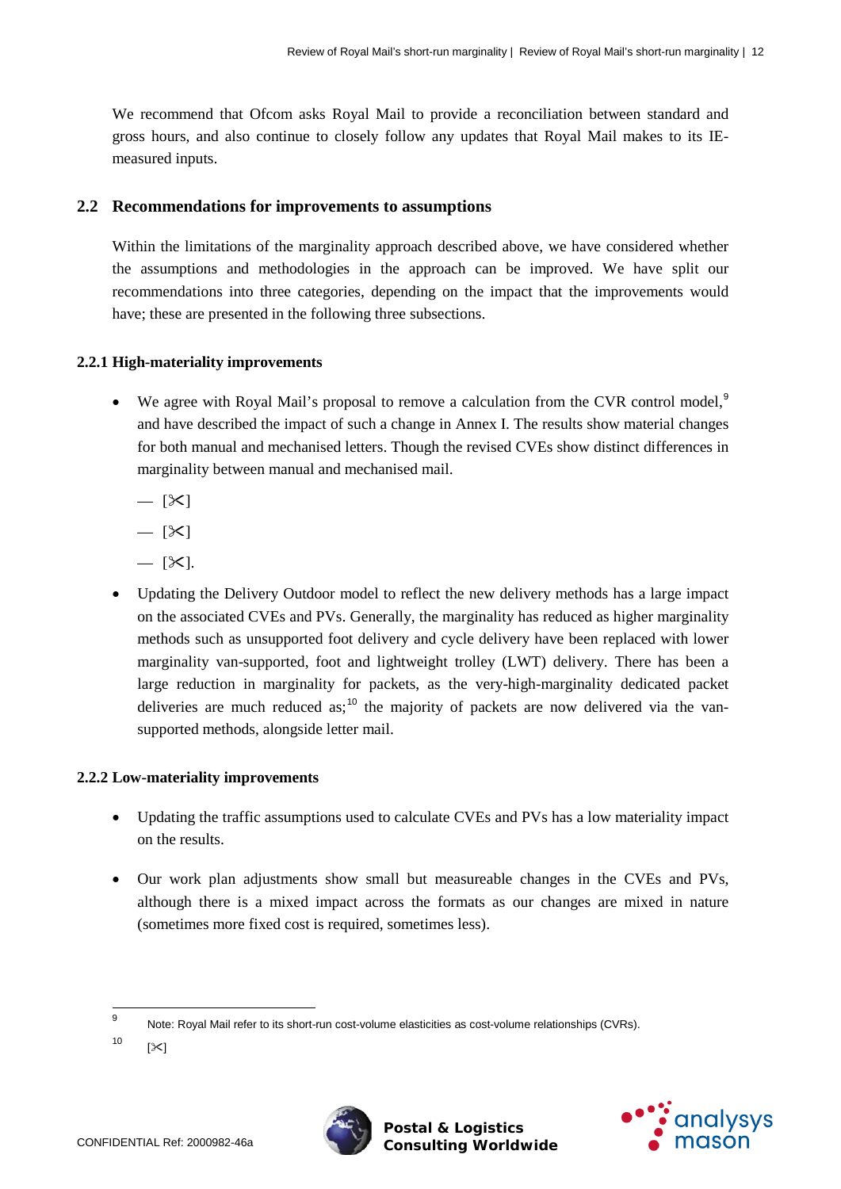We recommend that Ofcom asks Royal Mail to provide a reconciliation between standard and gross hours, and also continue to closely follow any updates that Royal Mail makes to its IE-measured inputs.

## 2.2 Recommendations for improvements to assumptions

Within the limitations of the marginality approach described above, we have considered whether the assumptions and methodologies in the approach can be improved. We have split our recommendations into three categories, depending on the impact that the improvements would have; these are presented in the following three subsections.

### 2.2.1 High-materiality improvements

- We agree with Royal Mail's proposal to remove a calculation from the CVR control model,[9] and have described the impact of such a change in Annex I. The results show material changes for both manual and mechanised letters. Though the revised CVEs show distinct differences in marginality between manual and mechanised mail.
  - — [✂]
  - — [✂]
  - — [✂].
- Updating the Delivery Outdoor model to reflect the new delivery methods has a large impact on the associated CVEs and PVs. Generally, the marginality has reduced as higher marginality methods such as unsupported foot delivery and cycle delivery have been replaced with lower marginality van-supported, foot and lightweight trolley (LWT) delivery. There has been a large reduction in marginality for packets, as the very-high-marginality dedicated packet deliveries are much reduced as;[10] the majority of packets are now delivered via the van-supported methods, alongside letter mail.

### 2.2.2 Low-materiality improvements

- Updating the traffic assumptions used to calculate CVEs and PVs has a low materiality impact on the results.
- Our work plan adjustments show small but measureable changes in the CVEs and PVs, although there is a mixed impact across the formats as our changes are mixed in nature (sometimes more fixed cost is required, sometimes less).

---

[9] Note: Royal Mail refer to its short-run cost-volume elasticities as cost-volume relationships (CVRs).

[10] [✂]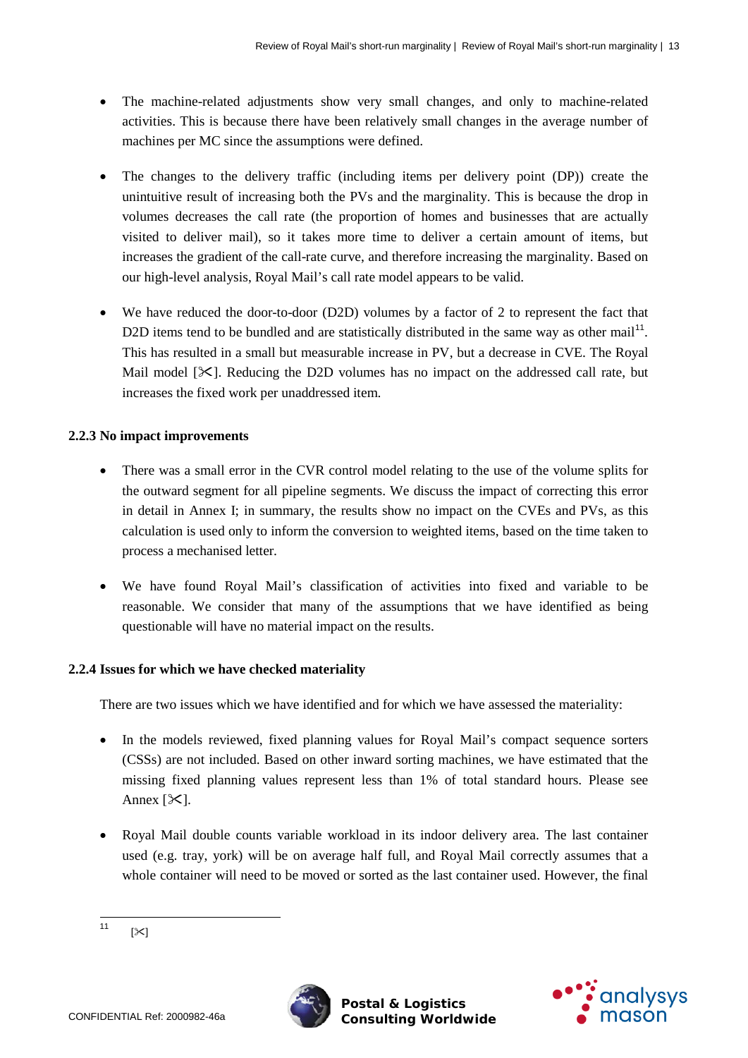- The machine-related adjustments show very small changes, and only to machine-related activities. This is because there have been relatively small changes in the average number of machines per MC since the assumptions were defined.

- The changes to the delivery traffic (including items per delivery point (DP)) create the unintuitive result of increasing both the PVs and the marginality. This is because the drop in volumes decreases the call rate (the proportion of homes and businesses that are actually visited to deliver mail), so it takes more time to deliver a certain amount of items, but increases the gradient of the call-rate curve, and therefore increasing the marginality. Based on our high-level analysis, Royal Mail's call rate model appears to be valid.

- We have reduced the door-to-door (D2D) volumes by a factor of 2 to represent the fact that D2D items tend to be bundled and are statistically distributed in the same way as other mail[11]. This has resulted in a small but measurable increase in PV, but a decrease in CVE. The Royal Mail model [✂]. Reducing the D2D volumes has no impact on the addressed call rate, but increases the fixed work per unaddressed item.

### 2.2.3 No impact improvements

- There was a small error in the CVR control model relating to the use of the volume splits for the outward segment for all pipeline segments. We discuss the impact of correcting this error in detail in Annex I; in summary, the results show no impact on the CVEs and PVs, as this calculation is used only to inform the conversion to weighted items, based on the time taken to process a mechanised letter.

- We have found Royal Mail's classification of activities into fixed and variable to be reasonable. We consider that many of the assumptions that we have identified as being questionable will have no material impact on the results.

### 2.2.4 Issues for which we have checked materiality

There are two issues which we have identified and for which we have assessed the materiality:

- In the models reviewed, fixed planning values for Royal Mail's compact sequence sorters (CSSs) are not included. Based on other inward sorting machines, we have estimated that the missing fixed planning values represent less than 1% of total standard hours. Please see Annex [✂].

- Royal Mail double counts variable workload in its indoor delivery area. The last container used (e.g. tray, york) will be on average half full, and Royal Mail correctly assumes that a whole container will need to be moved or sorted as the last container used. However, the final

[11] [✂]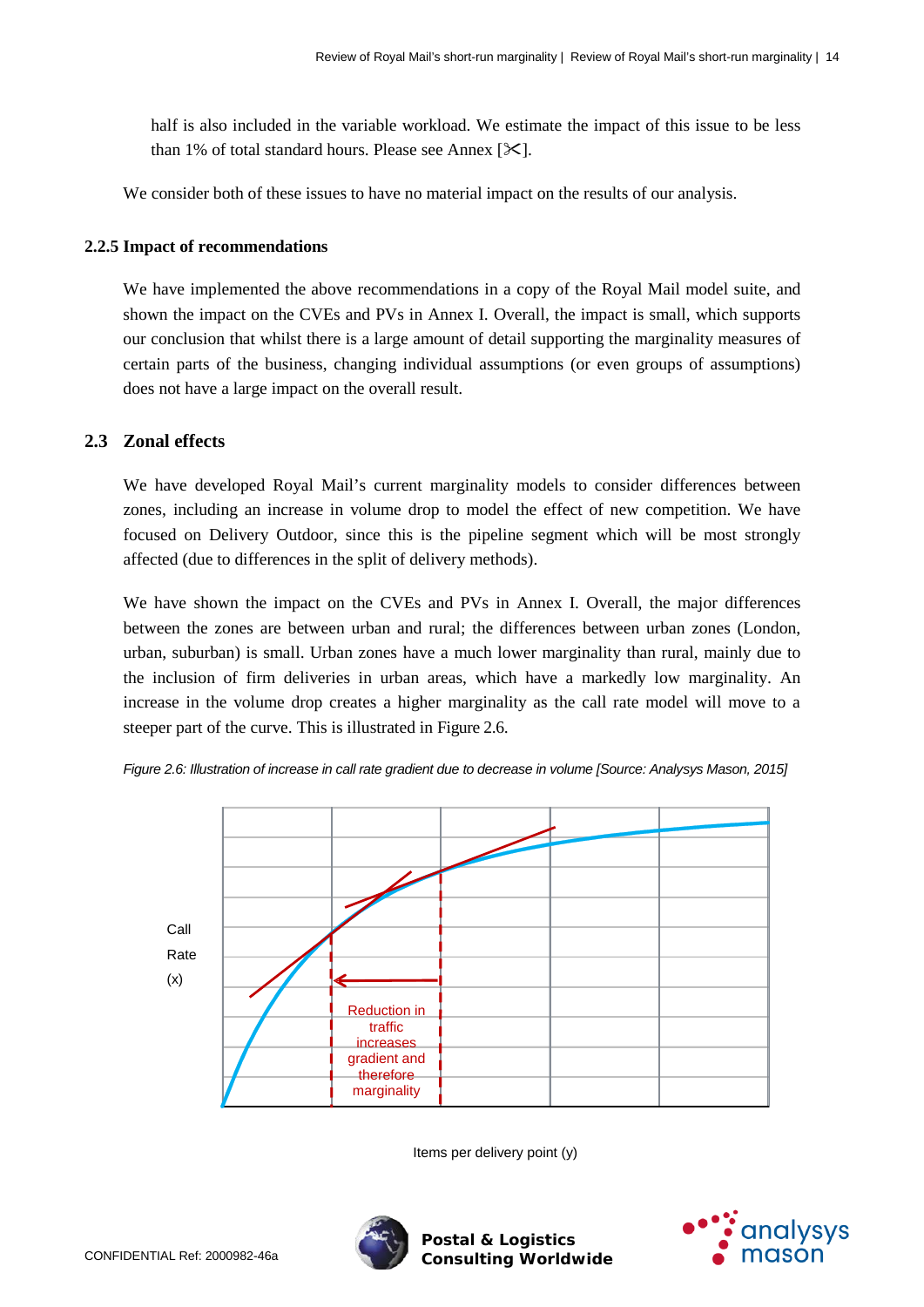half is also included in the variable workload. We estimate the impact of this issue to be less than 1% of total standard hours. Please see Annex [✂].

We consider both of these issues to have no material impact on the results of our analysis.

### 2.2.5 Impact of recommendations

We have implemented the above recommendations in a copy of the Royal Mail model suite, and shown the impact on the CVEs and PVs in Annex I. Overall, the impact is small, which supports our conclusion that whilst there is a large amount of detail supporting the marginality measures of certain parts of the business, changing individual assumptions (or even groups of assumptions) does not have a large impact on the overall result.

## 2.3 Zonal effects

We have developed Royal Mail's current marginality models to consider differences between zones, including an increase in volume drop to model the effect of new competition. We have focused on Delivery Outdoor, since this is the pipeline segment which will be most strongly affected (due to differences in the split of delivery methods).

We have shown the impact on the CVEs and PVs in Annex I. Overall, the major differences between the zones are between urban and rural; the differences between urban zones (London, urban, suburban) is small. Urban zones have a much lower marginality than rural, mainly due to the inclusion of firm deliveries in urban areas, which have a markedly low marginality. An increase in the volume drop creates a higher marginality as the call rate model will move to a steeper part of the curve. This is illustrated in Figure 2.6.

*Figure 2.6: Illustration of increase in call rate gradient due to decrease in volume [Source: Analysys Mason, 2015]*

Call Rate (x)

Reduction in traffic increases gradient and therefore marginality

Items per delivery point (y)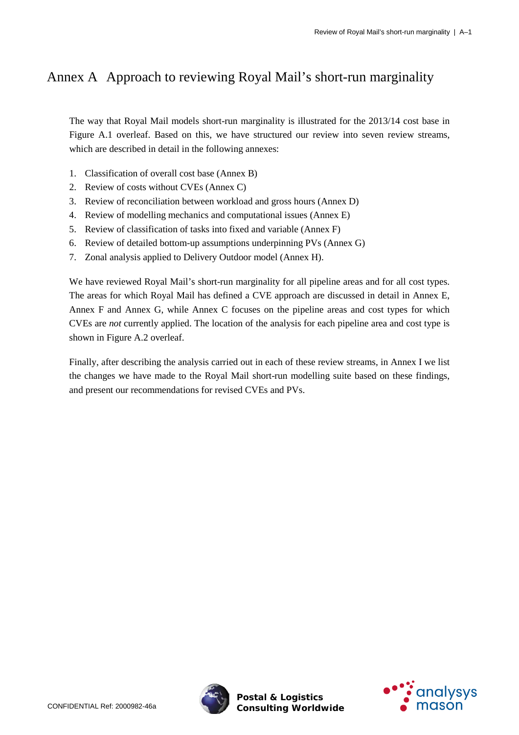# Annex A Approach to reviewing Royal Mail's short-run marginality

The way that Royal Mail models short-run marginality is illustrated for the 2013/14 cost base in Figure A.1 overleaf. Based on this, we have structured our review into seven review streams, which are described in detail in the following annexes:

1. Classification of overall cost base (Annex B)
2. Review of costs without CVEs (Annex C)
3. Review of reconciliation between workload and gross hours (Annex D)
4. Review of modelling mechanics and computational issues (Annex E)
5. Review of classification of tasks into fixed and variable (Annex F)
6. Review of detailed bottom-up assumptions underpinning PVs (Annex G)
7. Zonal analysis applied to Delivery Outdoor model (Annex H).

We have reviewed Royal Mail's short-run marginality for all pipeline areas and for all cost types. The areas for which Royal Mail has defined a CVE approach are discussed in detail in Annex E, Annex F and Annex G, while Annex C focuses on the pipeline areas and cost types for which CVEs are *not* currently applied. The location of the analysis for each pipeline area and cost type is shown in Figure A.2 overleaf.

Finally, after describing the analysis carried out in each of these review streams, in Annex I we list the changes we have made to the Royal Mail short-run modelling suite based on these findings, and present our recommendations for revised CVEs and PVs.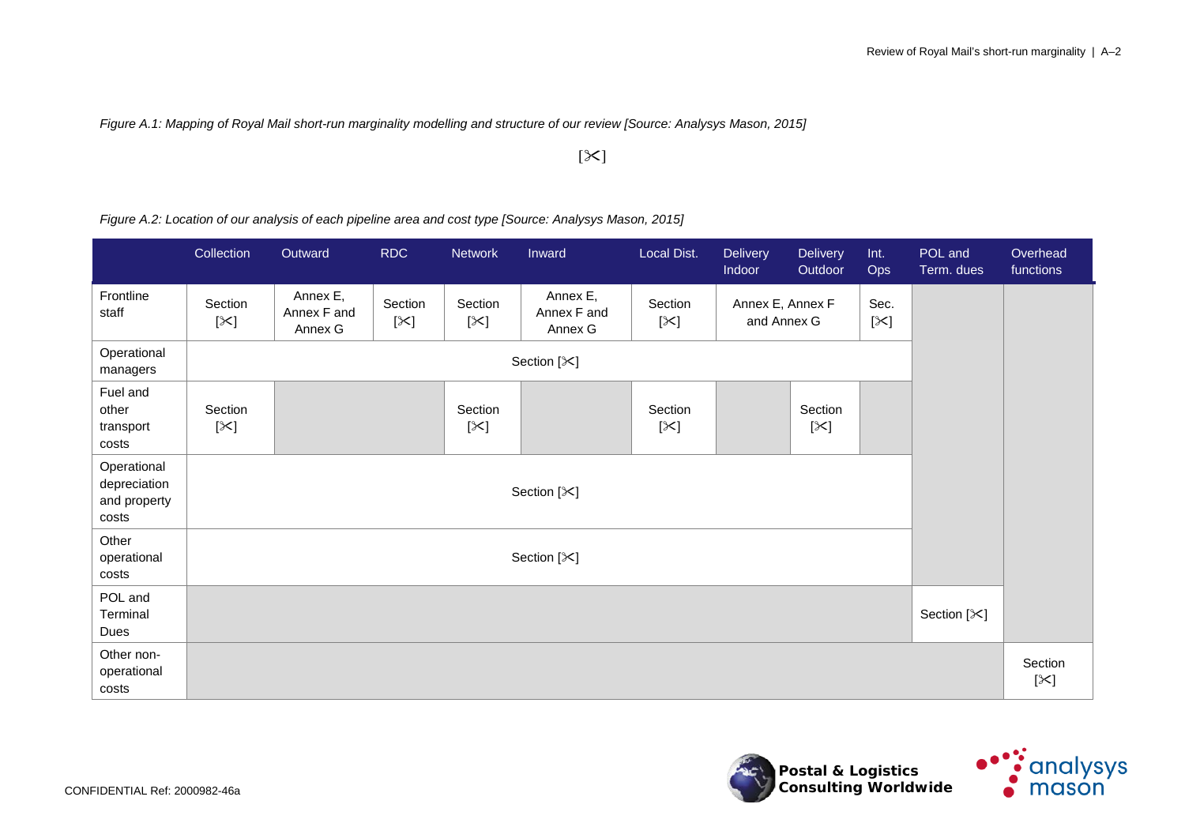*Figure A.1: Mapping of Royal Mail short-run marginality modelling and structure of our review [Source: Analysys Mason, 2015]*

[✂]

*Figure A.2: Location of our analysis of each pipeline area and cost type [Source: Analysys Mason, 2015]*

| | Collection | Outward | RDC | Network | Inward | Local Dist. | Delivery Indoor | Delivery Outdoor | Int. Ops | POL and Term. dues | Overhead functions |
|---|---|---|---|---|---|---|---|---|---|---|---|
| Frontline staff | Section [✂] | Annex E, Annex F and Annex G | Section [✂] | Section [✂] | Annex E, Annex F and Annex G | Section [✂] | Annex E, Annex F and Annex G | | Sec. [✂] | | |
| Operational managers | Section [✂] | | | | | | | | | | |
| Fuel and other transport costs | Section [✂] | | | Section [✂] | | Section [✂] | | Section [✂] | | | |
| Operational depreciation and property costs | Section [✂] | | | | | | | | | | |
| Other operational costs | Section [✂] | | | | | | | | | | |
| POL and Terminal Dues | | | | | | | | | | Section [✂] | |
| Other non-operational costs | | | | | | | | | | | Section [✂] |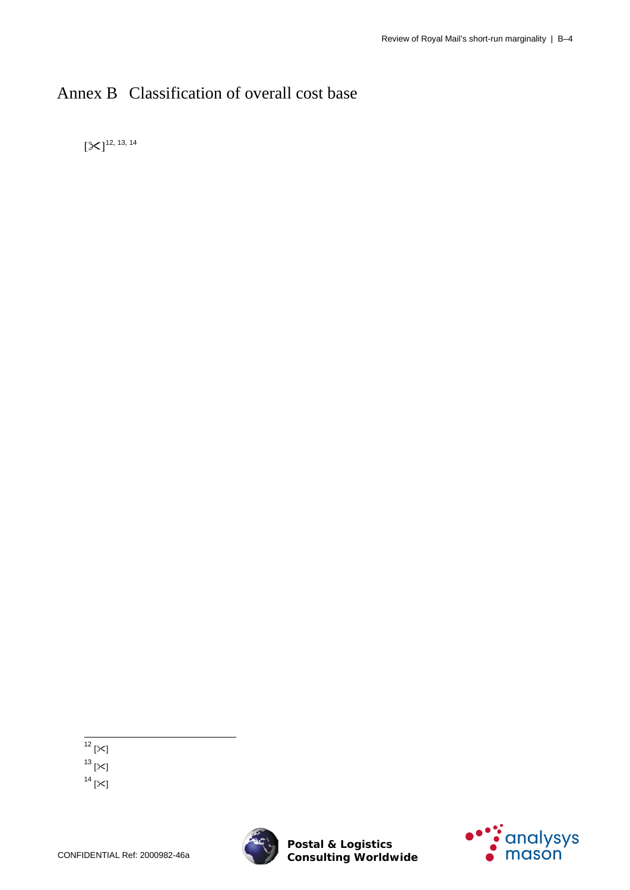# Annex B Classification of overall cost base

[✂][12, 13, 14]

[12] [✂]

[13] [✂]

[14] [✂]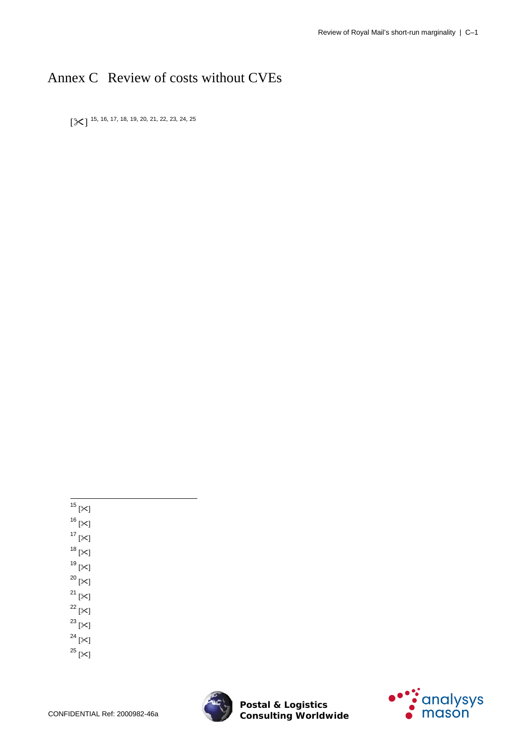# Annex C Review of costs without CVEs

[✂] [15, 16, 17, 18, 19, 20, 21, 22, 23, 24, 25]

[15] [✂]

[16] [✂]

[17] [✂]

[18] [✂]

[19] [✂]

[20] [✂]

[21] [✂]

[22] [✂]

[23] [✂]

[24] [✂]

[25] [✂]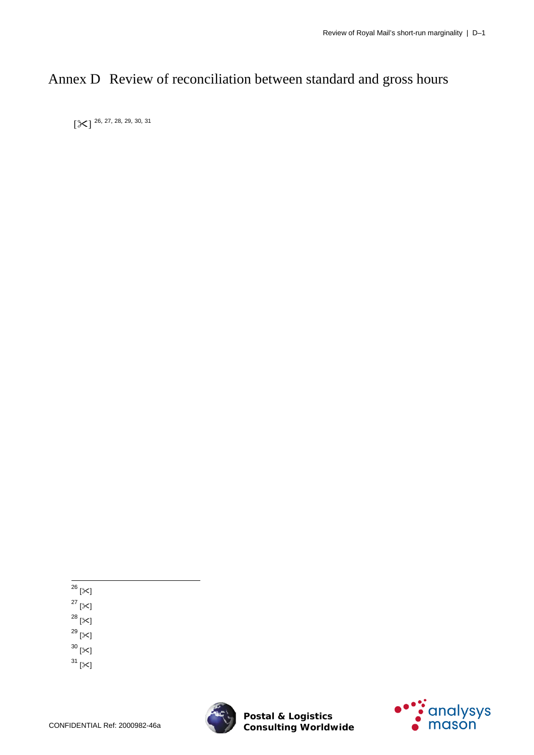# Annex D Review of reconciliation between standard and gross hours

[✂] [26, 27, 28, 29, 30, 31]

[26] [✂]

[27] [✂]

[28] [✂]

[29] [✂]

[30] [✂]

[31] [✂]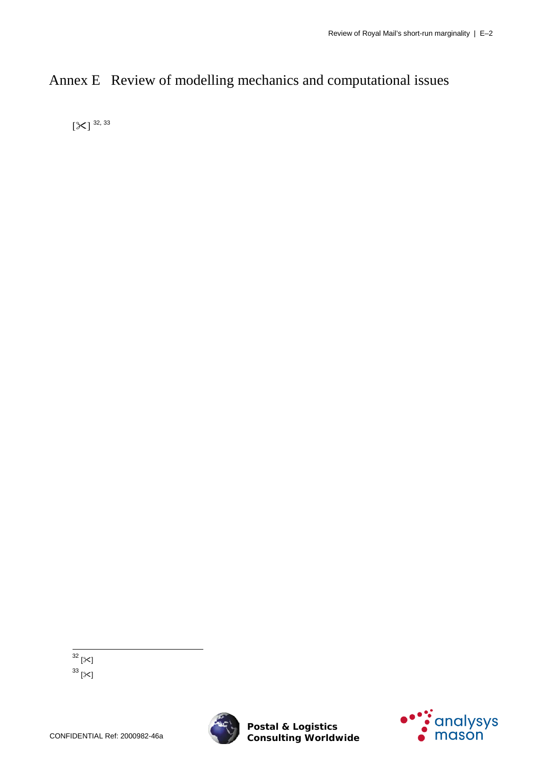# Annex E Review of modelling mechanics and computational issues

[✂] [32, 33]

[32] [✂]

[33] [✂]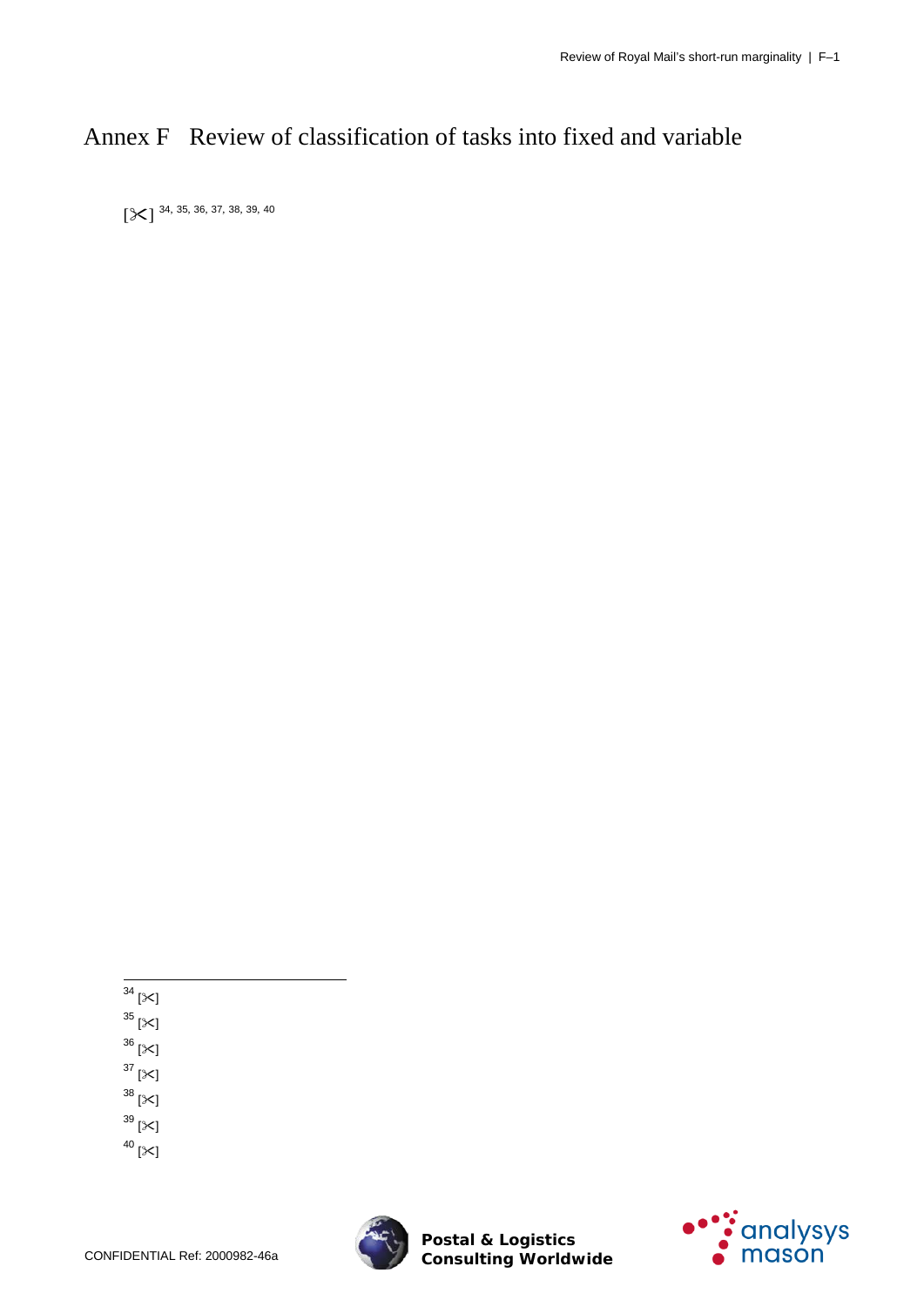# Annex F Review of classification of tasks into fixed and variable

[✂] [34, 35, 36, 37, 38, 39, 40]

---

[34] [✂]

[35] [✂]

[36] [✂]

[37] [✂]

[38] [✂]

[39] [✂]

[40] [✂]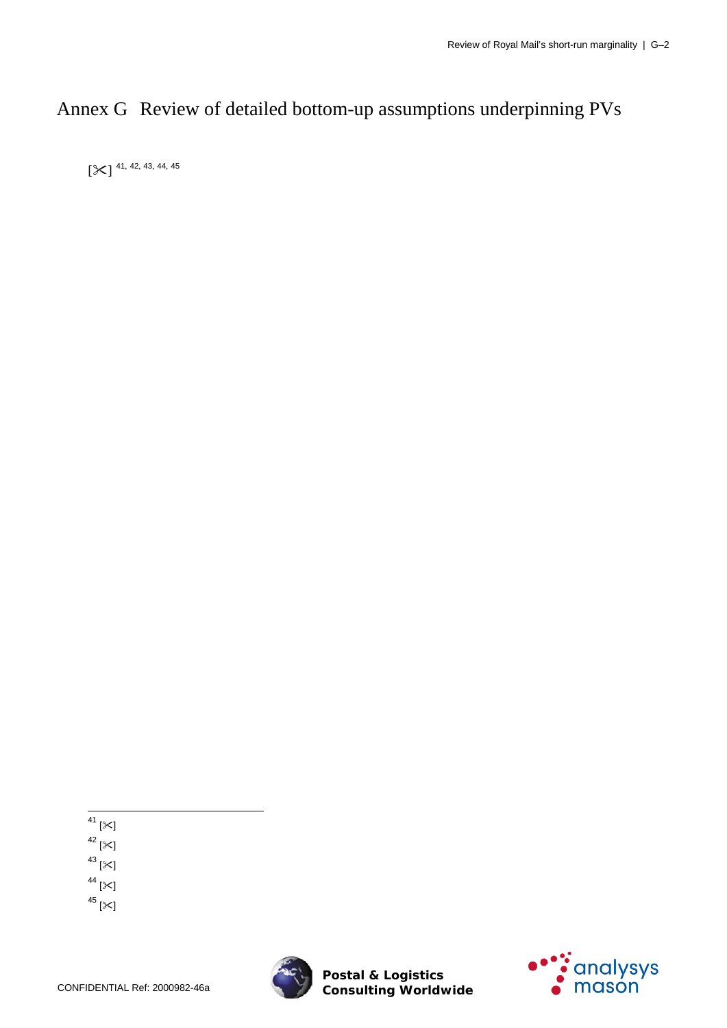# Annex G Review of detailed bottom-up assumptions underpinning PVs

[✂] [41, 42, 43, 44, 45]

---

[41] [✂]

[42] [✂]

[43] [✂]

[44] [✂]

[45] [✂]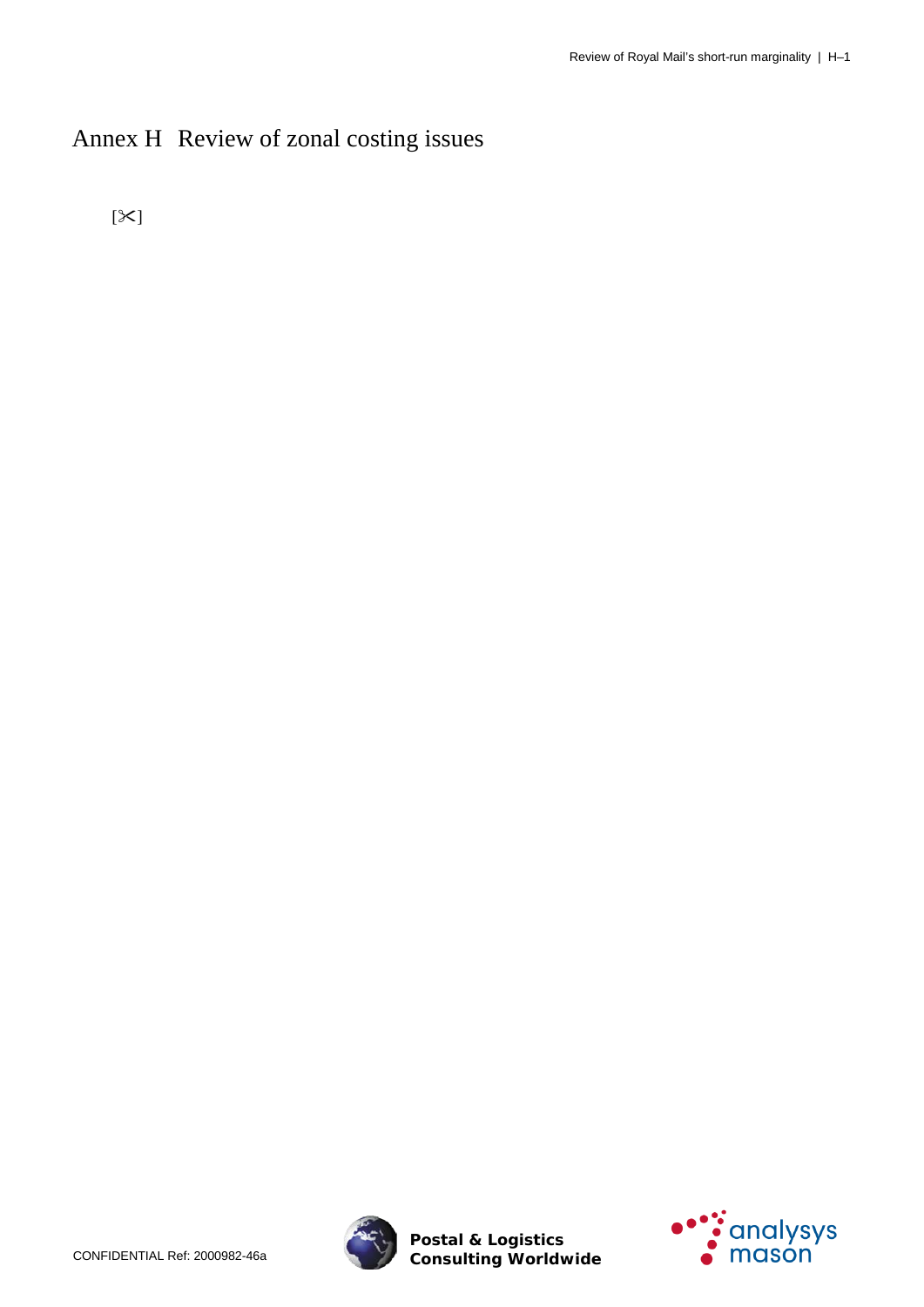# Annex H Review of zonal costing issues

[✂]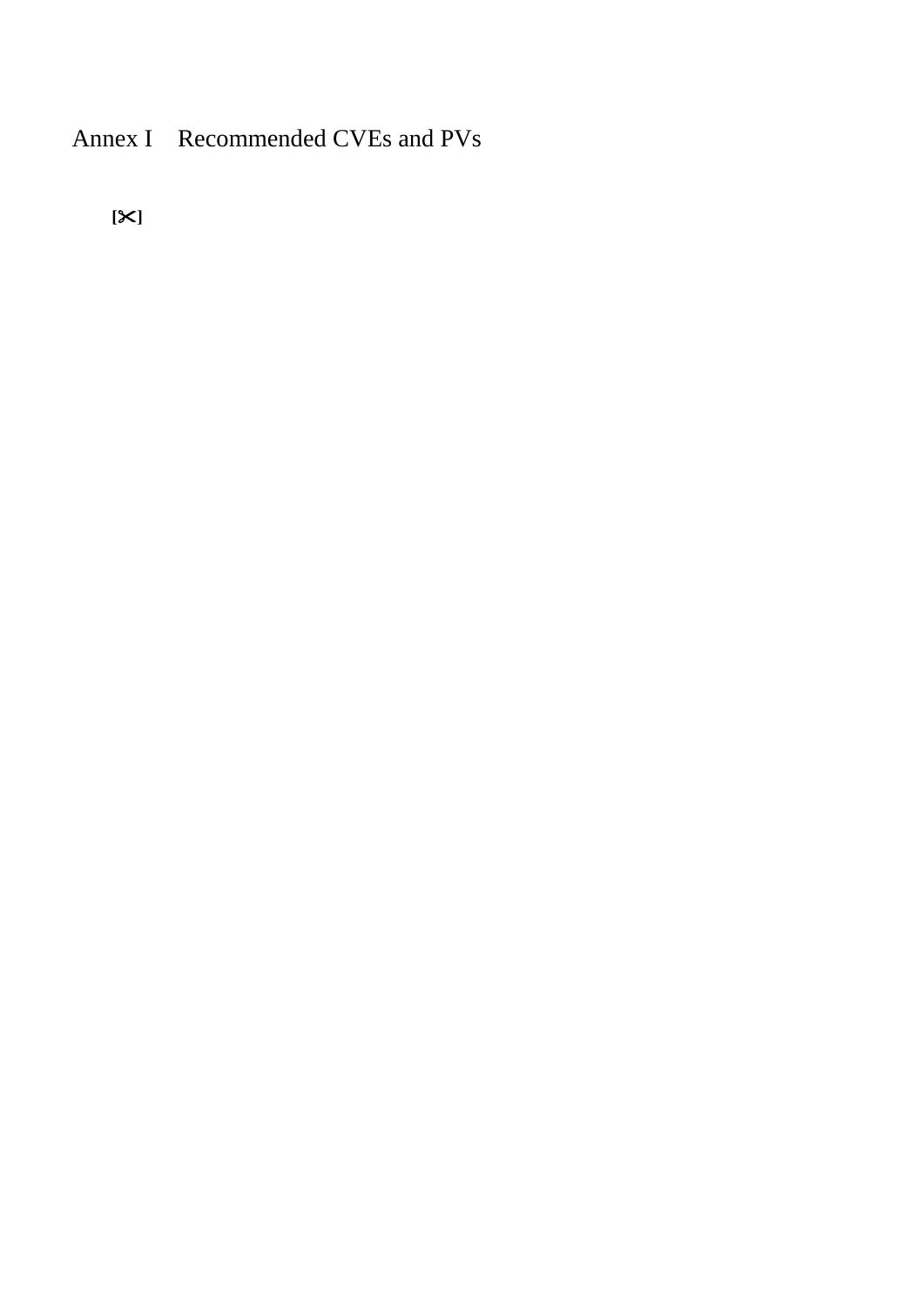# Annex I Recommended CVEs and PVs

[✂]